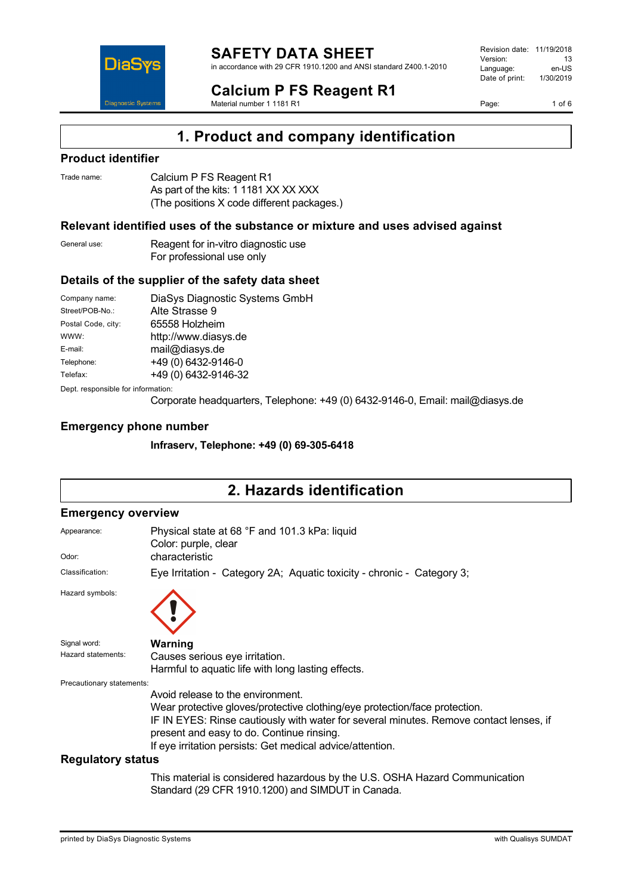# SAFETY DATA SHEET

in accordance with 29 CFR 1910.1200 and ANSI standard Z400.1-2010

Revision date: 11/19/2018
Version: 13
Language: en-US
Date of print: 1/30/2019

## Calcium P FS Reagent R1

Material number 1 1181 R1

## 1. Product and company identification

### Product identifier

Trade name: Calcium P FS Reagent R1
As part of the kits: 1 1181 XX XX XXX
(The positions X code different packages.)

### Relevant identified uses of the substance or mixture and uses advised against

General use: Reagent for in-vitro diagnostic use
For professional use only

### Details of the supplier of the safety data sheet

| | |
|---|---|
| Company name: | DiaSys Diagnostic Systems GmbH |
| Street/POB-No.: | Alte Strasse 9 |
| Postal Code, city: | 65558 Holzheim |
| WWW: | http://www.diasys.de |
| E-mail: | mail@diasys.de |
| Telephone: | +49 (0) 6432-9146-0 |
| Telefax: | +49 (0) 6432-9146-32 |

Dept. responsible for information:
Corporate headquarters, Telephone: +49 (0) 6432-9146-0, Email: mail@diasys.de

### Emergency phone number

**Infraserv, Telephone: +49 (0) 69-305-6418**

## 2. Hazards identification

### Emergency overview

Appearance: Physical state at 68 °F and 101.3 kPa: liquid
Color: purple, clear

Odor: characteristic

Classification: Eye Irritation - Category 2A; Aquatic toxicity - chronic - Category 3;

Hazard symbols:

Signal word: **Warning**

Hazard statements: Causes serious eye irritation.
Harmful to aquatic life with long lasting effects.

Precautionary statements:
Avoid release to the environment.
Wear protective gloves/protective clothing/eye protection/face protection.
IF IN EYES: Rinse cautiously with water for several minutes. Remove contact lenses, if present and easy to do. Continue rinsing.
If eye irritation persists: Get medical advice/attention.

### Regulatory status

This material is considered hazardous by the U.S. OSHA Hazard Communication Standard (29 CFR 1910.1200) and SIMDUT in Canada.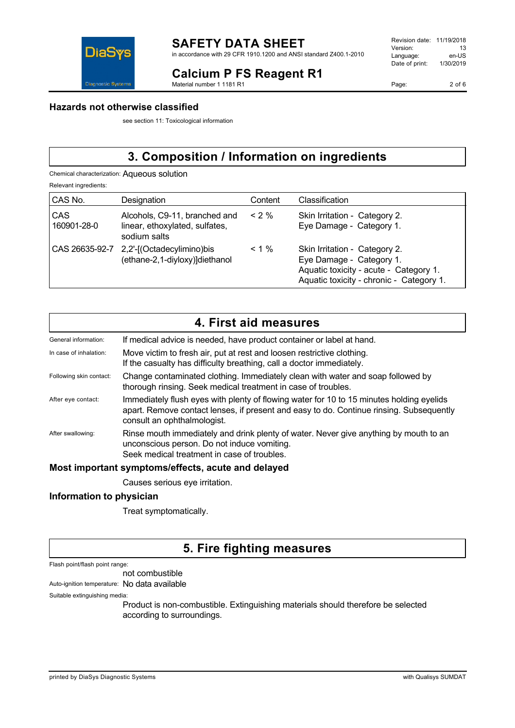## Hazards not otherwise classified

see section 11: Toxicological information

# 3. Composition / Information on ingredients

Chemical characterization: Aqueous solution

Relevant ingredients:

| CAS No. | Designation | Content | Classification |
|---|---|---|---|
| CAS 160901-28-0 | Alcohols, C9-11, branched and linear, ethoxylated, sulfates, sodium salts | < 2 % | Skin Irritation - Category 2.<br>Eye Damage - Category 1. |
| CAS 26635-92-7 | 2,2'-[(Octadecylimino)bis (ethane-2,1-diyloxy)]diethanol | < 1 % | Skin Irritation - Category 2.<br>Eye Damage - Category 1.<br>Aquatic toxicity - acute - Category 1.<br>Aquatic toxicity - chronic - Category 1. |

# 4. First aid measures

General information: If medical advice is needed, have product container or label at hand.

In case of inhalation: Move victim to fresh air, put at rest and loosen restrictive clothing.
If the casualty has difficulty breathing, call a doctor immediately.

Following skin contact: Change contaminated clothing. Immediately clean with water and soap followed by thorough rinsing. Seek medical treatment in case of troubles.

After eye contact: Immediately flush eyes with plenty of flowing water for 10 to 15 minutes holding eyelids apart. Remove contact lenses, if present and easy to do. Continue rinsing. Subsequently consult an ophthalmologist.

After swallowing: Rinse mouth immediately and drink plenty of water. Never give anything by mouth to an unconscious person. Do not induce vomiting.
Seek medical treatment in case of troubles.

## Most important symptoms/effects, acute and delayed

Causes serious eye irritation.

## Information to physician

Treat symptomatically.

# 5. Fire fighting measures

Flash point/flash point range:
not combustible

Auto-ignition temperature: No data available

Suitable extinguishing media:
Product is non-combustible. Extinguishing materials should therefore be selected according to surroundings.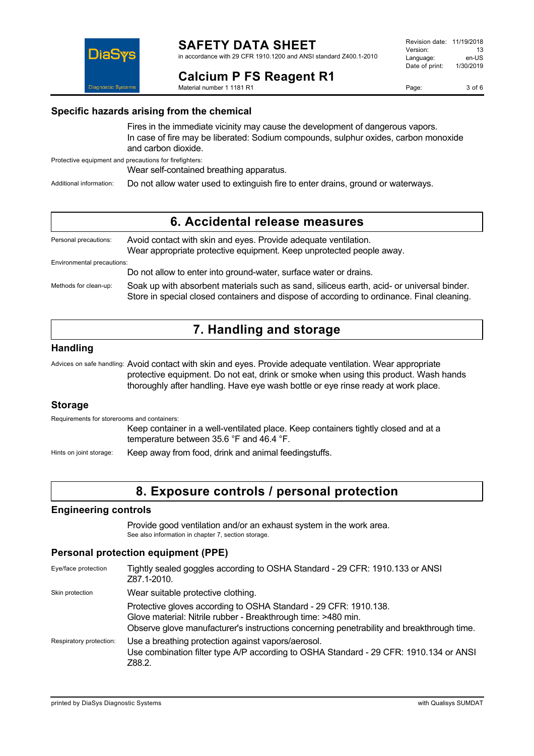### Specific hazards arising from the chemical

Fires in the immediate vicinity may cause the development of dangerous vapors.
In case of fire may be liberated: Sodium compounds, sulphur oxides, carbon monoxide and carbon dioxide.

Protective equipment and precautions for firefighters:

Wear self-contained breathing apparatus.

Additional information: Do not allow water used to extinguish fire to enter drains, ground or waterways.

## 6. Accidental release measures

Personal precautions: Avoid contact with skin and eyes. Provide adequate ventilation.
Wear appropriate protective equipment. Keep unprotected people away.

Environmental precautions:

Do not allow to enter into ground-water, surface water or drains.

Methods for clean-up: Soak up with absorbent materials such as sand, siliceus earth, acid- or universal binder. Store in special closed containers and dispose of according to ordinance. Final cleaning.

## 7. Handling and storage

### Handling

Advices on safe handling: Avoid contact with skin and eyes. Provide adequate ventilation. Wear appropriate protective equipment. Do not eat, drink or smoke when using this product. Wash hands thoroughly after handling. Have eye wash bottle or eye rinse ready at work place.

### Storage

Requirements for storerooms and containers:

Keep container in a well-ventilated place. Keep containers tightly closed and at a temperature between 35.6 °F and 46.4 °F.

Hints on joint storage: Keep away from food, drink and animal feedingstuffs.

## 8. Exposure controls / personal protection

### Engineering controls

Provide good ventilation and/or an exhaust system in the work area.
See also information in chapter 7, section storage.

### Personal protection equipment (PPE)

Eye/face protection: Tightly sealed goggles according to OSHA Standard - 29 CFR: 1910.133 or ANSI Z87.1-2010.

Skin protection: Wear suitable protective clothing.

Protective gloves according to OSHA Standard - 29 CFR: 1910.138.
Glove material: Nitrile rubber - Breakthrough time: >480 min.
Observe glove manufacturer's instructions concerning penetrability and breakthrough time.

Respiratory protection: Use a breathing protection against vapors/aerosol.
Use combination filter type A/P according to OSHA Standard - 29 CFR: 1910.134 or ANSI Z88.2.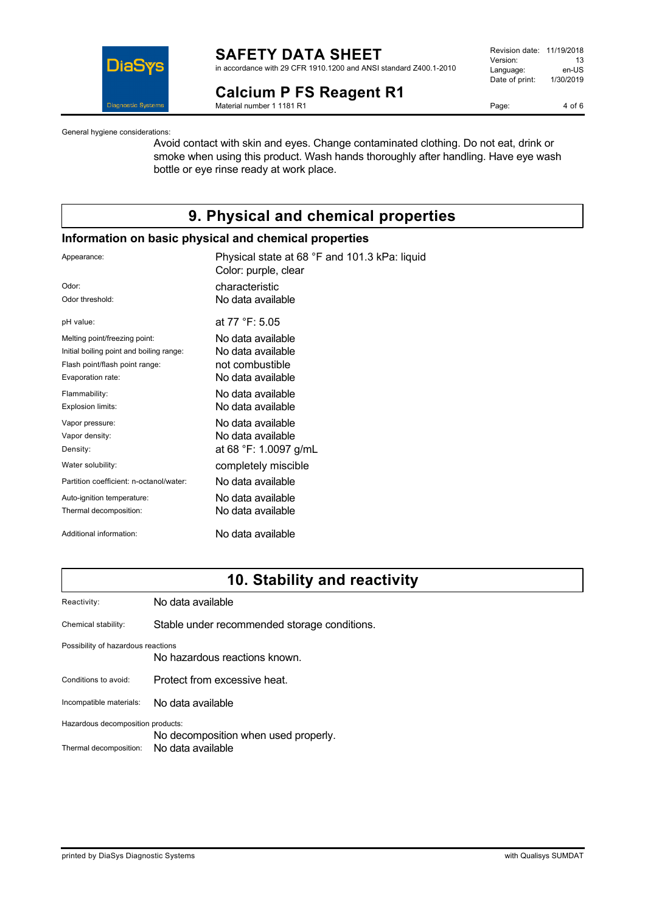General hygiene considerations:

Avoid contact with skin and eyes. Change contaminated clothing. Do not eat, drink or smoke when using this product. Wash hands thoroughly after handling. Have eye wash bottle or eye rinse ready at work place.

# 9. Physical and chemical properties

## Information on basic physical and chemical properties

| | |
|---|---|
| Appearance: | Physical state at 68 °F and 101.3 kPa: liquid<br>Color: purple, clear |
| Odor: | characteristic |
| Odor threshold: | No data available |
| pH value: | at 77 °F: 5.05 |
| Melting point/freezing point: | No data available |
| Initial boiling point and boiling range: | No data available |
| Flash point/flash point range: | not combustible |
| Evaporation rate: | No data available |
| Flammability: | No data available |
| Explosion limits: | No data available |
| Vapor pressure: | No data available |
| Vapor density: | No data available |
| Density: | at 68 °F: 1.0097 g/mL |
| Water solubility: | completely miscible |
| Partition coefficient: n-octanol/water: | No data available |
| Auto-ignition temperature: | No data available |
| Thermal decomposition: | No data available |
| Additional information: | No data available |

# 10. Stability and reactivity

| | |
|---|---|
| Reactivity: | No data available |
| Chemical stability: | Stable under recommended storage conditions. |
| Possibility of hazardous reactions | No hazardous reactions known. |
| Conditions to avoid: | Protect from excessive heat. |
| Incompatible materials: | No data available |
| Hazardous decomposition products: | No decomposition when used properly. |
| Thermal decomposition: | No data available |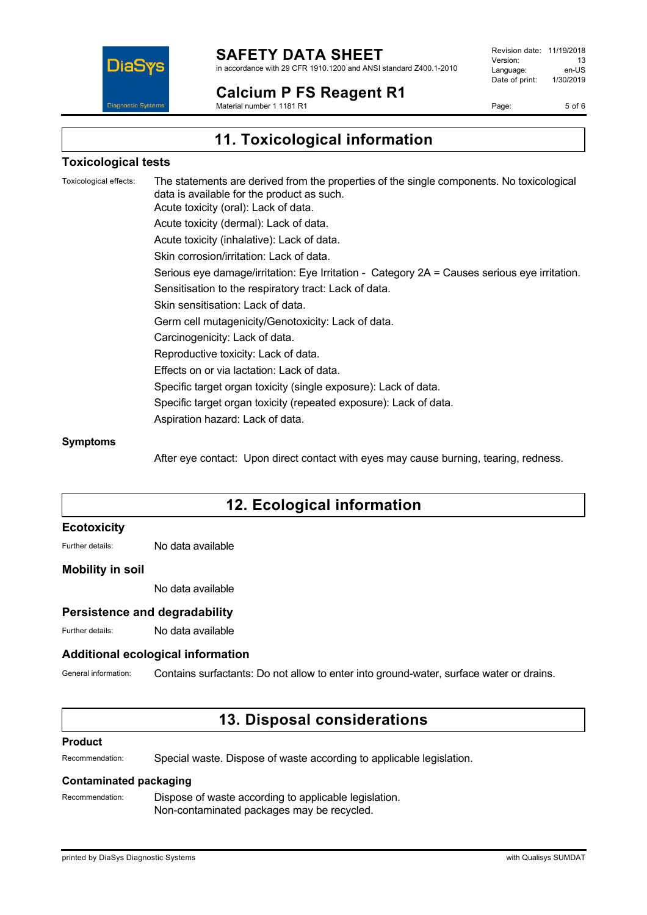## 11. Toxicological information

### Toxicological tests

Toxicological effects: The statements are derived from the properties of the single components. No toxicological data is available for the product as such.

Acute toxicity (oral): Lack of data.

Acute toxicity (dermal): Lack of data.

Acute toxicity (inhalative): Lack of data.

Skin corrosion/irritation: Lack of data.

Serious eye damage/irritation: Eye Irritation - Category 2A = Causes serious eye irritation.

Sensitisation to the respiratory tract: Lack of data.

Skin sensitisation: Lack of data.

Germ cell mutagenicity/Genotoxicity: Lack of data.

Carcinogenicity: Lack of data.

Reproductive toxicity: Lack of data.

Effects on or via lactation: Lack of data.

Specific target organ toxicity (single exposure): Lack of data.

Specific target organ toxicity (repeated exposure): Lack of data.

Aspiration hazard: Lack of data.

### Symptoms

After eye contact: Upon direct contact with eyes may cause burning, tearing, redness.

## 12. Ecological information

### Ecotoxicity

Further details: No data available

### Mobility in soil

No data available

### Persistence and degradability

Further details: No data available

### Additional ecological information

General information: Contains surfactants: Do not allow to enter into ground-water, surface water or drains.

## 13. Disposal considerations

### Product

Recommendation: Special waste. Dispose of waste according to applicable legislation.

### Contaminated packaging

Recommendation: Dispose of waste according to applicable legislation.
Non-contaminated packages may be recycled.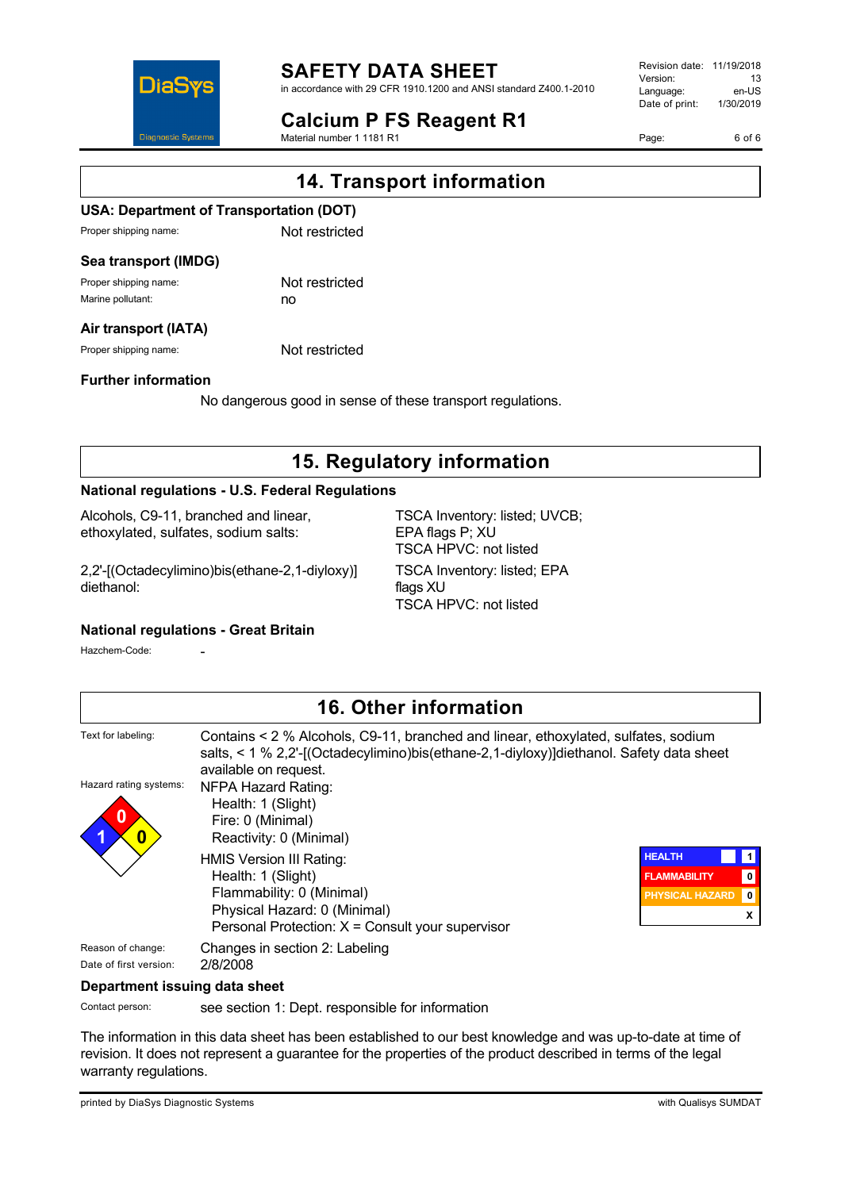## 14. Transport information

### USA: Department of Transportation (DOT)

Proper shipping name: Not restricted

### Sea transport (IMDG)

Proper shipping name: Not restricted
Marine pollutant: no

### Air transport (IATA)

Proper shipping name: Not restricted

### Further information

No dangerous good in sense of these transport regulations.

## 15. Regulatory information

### National regulations - U.S. Federal Regulations

| | |
|---|---|
| Alcohols, C9-11, branched and linear, ethoxylated, sulfates, sodium salts: | TSCA Inventory: listed; UVCB; EPA flags P; XU<br>TSCA HPVC: not listed |
| 2,2'-[(Octadecylimino)bis(ethane-2,1-diyloxy)] diethanol: | TSCA Inventory: listed; EPA flags XU<br>TSCA HPVC: not listed |

### National regulations - Great Britain

Hazchem-Code: -

## 16. Other information

Text for labeling: Contains < 2 % Alcohols, C9-11, branched and linear, ethoxylated, sulfates, sodium salts, < 1 % 2,2'-[(Octadecylimino)bis(ethane-2,1-diyloxy)]diethanol. Safety data sheet available on request.

Hazard rating systems:

NFPA Hazard Rating:
- Health: 1 (Slight)
- Fire: 0 (Minimal)
- Reactivity: 0 (Minimal)

1 0 0

HMIS Version III Rating:
- Health: 1 (Slight)
- Flammability: 0 (Minimal)
- Physical Hazard: 0 (Minimal)
- Personal Protection: X = Consult your supervisor

| | |
|---|---|
| HEALTH | 1 |
| FLAMMABILITY | 0 |
| PHYSICAL HAZARD | 0 |
| | X |

Reason of change: Changes in section 2: Labeling
Date of first version: 2/8/2008

### Department issuing data sheet

Contact person: see section 1: Dept. responsible for information

The information in this data sheet has been established to our best knowledge and was up-to-date at time of revision. It does not represent a guarantee for the properties of the product described in terms of the legal warranty regulations.